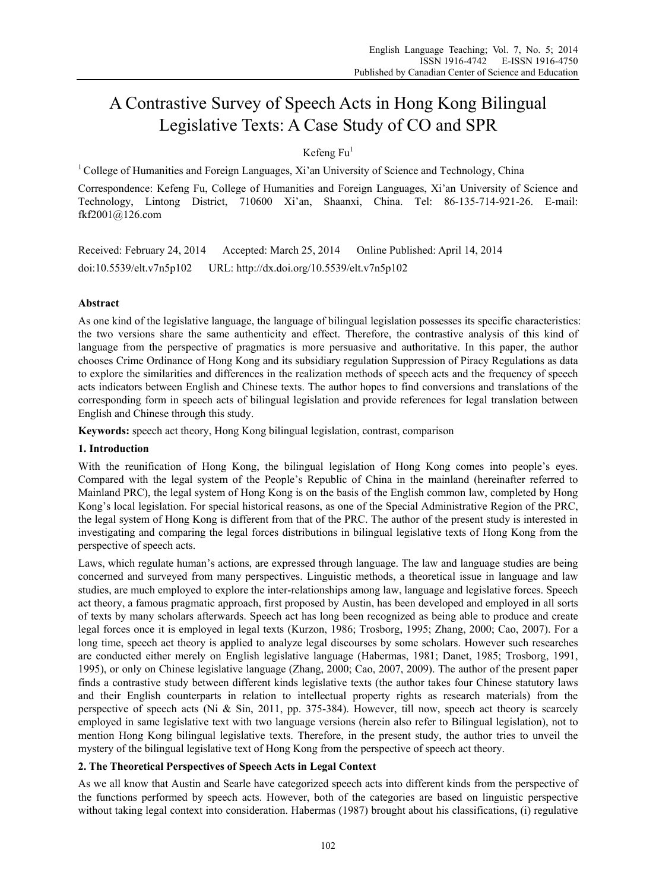# A Contrastive Survey of Speech Acts in Hong Kong Bilingual Legislative Texts: A Case Study of CO and SPR

Kefeng Fu[1]

[1] College of Humanities and Foreign Languages, Xi'an University of Science and Technology, China

Correspondence: Kefeng Fu, College of Humanities and Foreign Languages, Xi'an University of Science and Technology, Lintong District, 710600 Xi'an, Shaanxi, China. Tel: 86-135-714-921-26. E-mail: fkf2001@126.com

Received: February 24, 2014 Accepted: March 25, 2014 Online Published: April 14, 2014

doi:10.5539/elt.v7n5p102 URL: http://dx.doi.org/10.5539/elt.v7n5p102

## Abstract

As one kind of the legislative language, the language of bilingual legislation possesses its specific characteristics: the two versions share the same authenticity and effect. Therefore, the contrastive analysis of this kind of language from the perspective of pragmatics is more persuasive and authoritative. In this paper, the author chooses Crime Ordinance of Hong Kong and its subsidiary regulation Suppression of Piracy Regulations as data to explore the similarities and differences in the realization methods of speech acts and the frequency of speech acts indicators between English and Chinese texts. The author hopes to find conversions and translations of the corresponding form in speech acts of bilingual legislation and provide references for legal translation between English and Chinese through this study.

**Keywords:** speech act theory, Hong Kong bilingual legislation, contrast, comparison

## 1. Introduction

With the reunification of Hong Kong, the bilingual legislation of Hong Kong comes into people's eyes. Compared with the legal system of the People's Republic of China in the mainland (hereinafter referred to Mainland PRC), the legal system of Hong Kong is on the basis of the English common law, completed by Hong Kong's local legislation. For special historical reasons, as one of the Special Administrative Region of the PRC, the legal system of Hong Kong is different from that of the PRC. The author of the present study is interested in investigating and comparing the legal forces distributions in bilingual legislative texts of Hong Kong from the perspective of speech acts.

Laws, which regulate human's actions, are expressed through language. The law and language studies are being concerned and surveyed from many perspectives. Linguistic methods, a theoretical issue in language and law studies, are much employed to explore the inter-relationships among law, language and legislative forces. Speech act theory, a famous pragmatic approach, first proposed by Austin, has been developed and employed in all sorts of texts by many scholars afterwards. Speech act has long been recognized as being able to produce and create legal forces once it is employed in legal texts (Kurzon, 1986; Trosborg, 1995; Zhang, 2000; Cao, 2007). For a long time, speech act theory is applied to analyze legal discourses by some scholars. However such researches are conducted either merely on English legislative language (Habermas, 1981; Danet, 1985; Trosborg, 1991, 1995), or only on Chinese legislative language (Zhang, 2000; Cao, 2007, 2009). The author of the present paper finds a contrastive study between different kinds legislative texts (the author takes four Chinese statutory laws and their English counterparts in relation to intellectual property rights as research materials) from the perspective of speech acts (Ni & Sin, 2011, pp. 375-384). However, till now, speech act theory is scarcely employed in same legislative text with two language versions (herein also refer to Bilingual legislation), not to mention Hong Kong bilingual legislative texts. Therefore, in the present study, the author tries to unveil the mystery of the bilingual legislative text of Hong Kong from the perspective of speech act theory.

## 2. The Theoretical Perspectives of Speech Acts in Legal Context

As we all know that Austin and Searle have categorized speech acts into different kinds from the perspective of the functions performed by speech acts. However, both of the categories are based on linguistic perspective without taking legal context into consideration. Habermas (1987) brought about his classifications, (i) regulative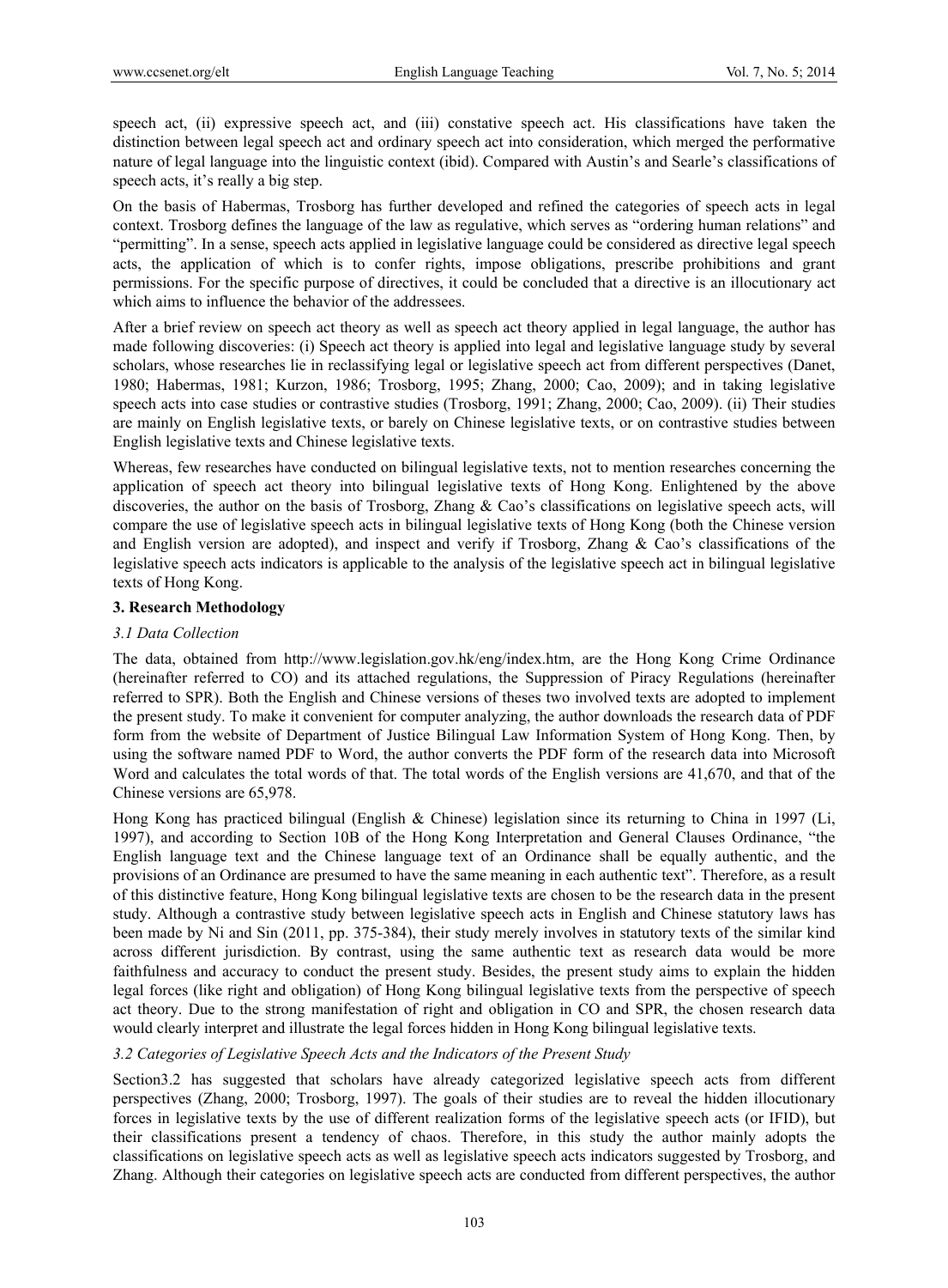speech act, (ii) expressive speech act, and (iii) constative speech act. His classifications have taken the distinction between legal speech act and ordinary speech act into consideration, which merged the performative nature of legal language into the linguistic context (ibid). Compared with Austin's and Searle's classifications of speech acts, it's really a big step.

On the basis of Habermas, Trosborg has further developed and refined the categories of speech acts in legal context. Trosborg defines the language of the law as regulative, which serves as "ordering human relations" and "permitting". In a sense, speech acts applied in legislative language could be considered as directive legal speech acts, the application of which is to confer rights, impose obligations, prescribe prohibitions and grant permissions. For the specific purpose of directives, it could be concluded that a directive is an illocutionary act which aims to influence the behavior of the addressees.

After a brief review on speech act theory as well as speech act theory applied in legal language, the author has made following discoveries: (i) Speech act theory is applied into legal and legislative language study by several scholars, whose researches lie in reclassifying legal or legislative speech act from different perspectives (Danet, 1980; Habermas, 1981; Kurzon, 1986; Trosborg, 1995; Zhang, 2000; Cao, 2009); and in taking legislative speech acts into case studies or contrastive studies (Trosborg, 1991; Zhang, 2000; Cao, 2009). (ii) Their studies are mainly on English legislative texts, or barely on Chinese legislative texts, or on contrastive studies between English legislative texts and Chinese legislative texts.

Whereas, few researches have conducted on bilingual legislative texts, not to mention researches concerning the application of speech act theory into bilingual legislative texts of Hong Kong. Enlightened by the above discoveries, the author on the basis of Trosborg, Zhang & Cao's classifications on legislative speech acts, will compare the use of legislative speech acts in bilingual legislative texts of Hong Kong (both the Chinese version and English version are adopted), and inspect and verify if Trosborg, Zhang & Cao's classifications of the legislative speech acts indicators is applicable to the analysis of the legislative speech act in bilingual legislative texts of Hong Kong.

## 3. Research Methodology

### 3.1 Data Collection

The data, obtained from http://www.legislation.gov.hk/eng/index.htm, are the Hong Kong Crime Ordinance (hereinafter referred to CO) and its attached regulations, the Suppression of Piracy Regulations (hereinafter referred to SPR). Both the English and Chinese versions of theses two involved texts are adopted to implement the present study. To make it convenient for computer analyzing, the author downloads the research data of PDF form from the website of Department of Justice Bilingual Law Information System of Hong Kong. Then, by using the software named PDF to Word, the author converts the PDF form of the research data into Microsoft Word and calculates the total words of that. The total words of the English versions are 41,670, and that of the Chinese versions are 65,978.

Hong Kong has practiced bilingual (English & Chinese) legislation since its returning to China in 1997 (Li, 1997), and according to Section 10B of the Hong Kong Interpretation and General Clauses Ordinance, "the English language text and the Chinese language text of an Ordinance shall be equally authentic, and the provisions of an Ordinance are presumed to have the same meaning in each authentic text". Therefore, as a result of this distinctive feature, Hong Kong bilingual legislative texts are chosen to be the research data in the present study. Although a contrastive study between legislative speech acts in English and Chinese statutory laws has been made by Ni and Sin (2011, pp. 375-384), their study merely involves in statutory texts of the similar kind across different jurisdiction. By contrast, using the same authentic text as research data would be more faithfulness and accuracy to conduct the present study. Besides, the present study aims to explain the hidden legal forces (like right and obligation) of Hong Kong bilingual legislative texts from the perspective of speech act theory. Due to the strong manifestation of right and obligation in CO and SPR, the chosen research data would clearly interpret and illustrate the legal forces hidden in Hong Kong bilingual legislative texts.

### 3.2 Categories of Legislative Speech Acts and the Indicators of the Present Study

Section3.2 has suggested that scholars have already categorized legislative speech acts from different perspectives (Zhang, 2000; Trosborg, 1997). The goals of their studies are to reveal the hidden illocutionary forces in legislative texts by the use of different realization forms of the legislative speech acts (or IFID), but their classifications present a tendency of chaos. Therefore, in this study the author mainly adopts the classifications on legislative speech acts as well as legislative speech acts indicators suggested by Trosborg, and Zhang. Although their categories on legislative speech acts are conducted from different perspectives, the author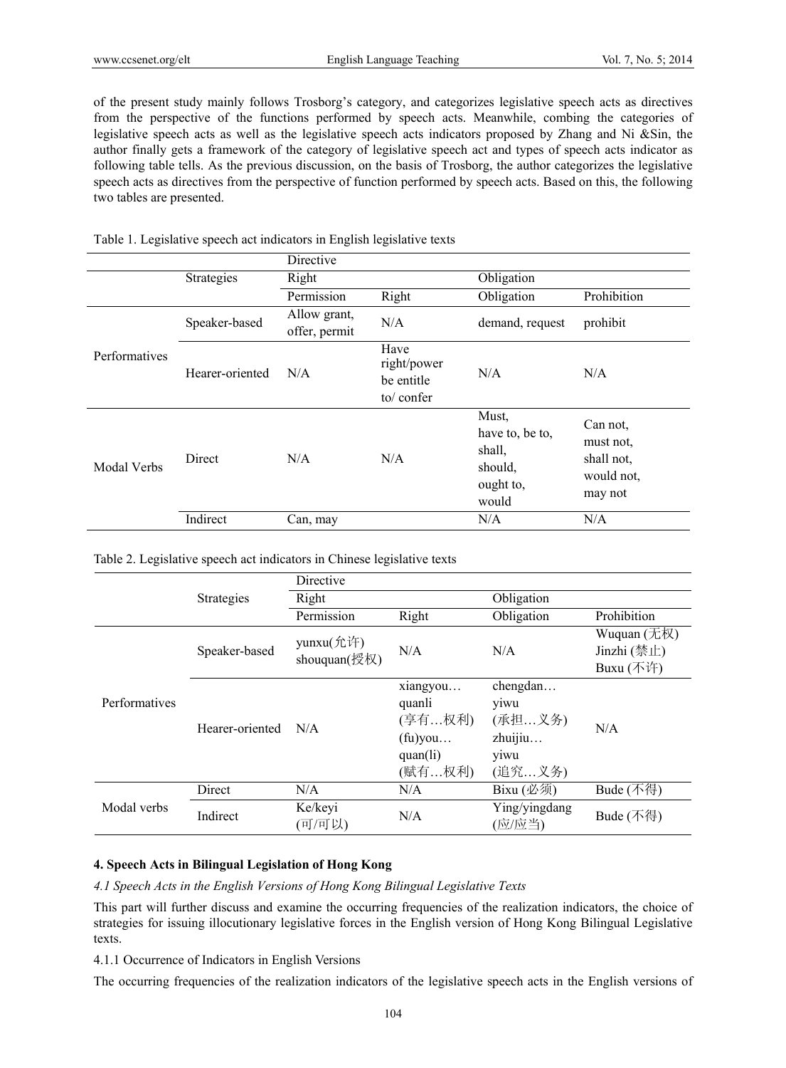of the present study mainly follows Trosborg's category, and categorizes legislative speech acts as directives from the perspective of the functions performed by speech acts. Meanwhile, combing the categories of legislative speech acts as well as the legislative speech acts indicators proposed by Zhang and Ni &Sin, the author finally gets a framework of the category of legislative speech act and types of speech acts indicator as following table tells. As the previous discussion, on the basis of Trosborg, the author categorizes the legislative speech acts as directives from the perspective of function performed by speech acts. Based on this, the following two tables are presented.

Table 1. Legislative speech act indicators in English legislative texts

| | | Directive | | | |
|---|---|---|---|---|---|
| | Strategies | Right | | Obligation | |
| | | Permission | Right | Obligation | Prohibition |
| Performatives | Speaker-based | Allow grant, offer, permit | N/A | demand, request | prohibit |
| | Hearer-oriented | N/A | Have right/power be entitle to/ confer | N/A | N/A |
| Modal Verbs | Direct | N/A | N/A | Must, have to, be to, shall, should, ought to, would | Can not, must not, shall not, would not, may not |
| | Indirect | Can, may | | N/A | N/A |

Table 2. Legislative speech act indicators in Chinese legislative texts

| | | Directive | | | |
|---|---|---|---|---|---|
| | Strategies | Right | | Obligation | |
| | | Permission | Right | Obligation | Prohibition |
| Performatives | Speaker-based | yunxu(允许) shouquan(授权) | N/A | N/A | Wuquan (无权) Jinzhi (禁止) Buxu (不许) |
| | Hearer-oriented | N/A | xiangyou… quanli (享有…权利) (fu)you… quan(li) (赋有…权利) | chengdan… yiwu (承担…义务) zhuijiu… yiwu (追究…义务) | N/A |
| Modal verbs | Direct | N/A | N/A | Bixu (必须) | Bude (不得) |
| | Indirect | Ke/keyi (可/可以) | N/A | Ying/yingdang (应/应当) | Bude (不得) |

## 4. Speech Acts in Bilingual Legislation of Hong Kong

### *4.1 Speech Acts in the English Versions of Hong Kong Bilingual Legislative Texts*

This part will further discuss and examine the occurring frequencies of the realization indicators, the choice of strategies for issuing illocutionary legislative forces in the English version of Hong Kong Bilingual Legislative texts.

4.1.1 Occurrence of Indicators in English Versions

The occurring frequencies of the realization indicators of the legislative speech acts in the English versions of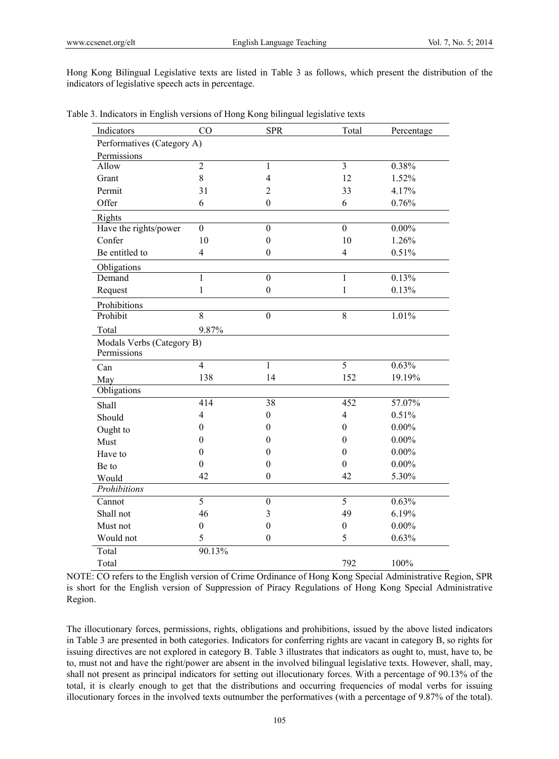Hong Kong Bilingual Legislative texts are listed in Table 3 as follows, which present the distribution of the indicators of legislative speech acts in percentage.

Table 3. Indicators in English versions of Hong Kong bilingual legislative texts

| Indicators | CO | SPR | Total | Percentage |
|---|---|---|---|---|
| Performatives (Category A) | | | | |
| Permissions | | | | |
| Allow | 2 | 1 | 3 | 0.38% |
| Grant | 8 | 4 | 12 | 1.52% |
| Permit | 31 | 2 | 33 | 4.17% |
| Offer | 6 | 0 | 6 | 0.76% |
| Rights | | | | |
| Have the rights/power | 0 | 0 | 0 | 0.00% |
| Confer | 10 | 0 | 10 | 1.26% |
| Be entitled to | 4 | 0 | 4 | 0.51% |
| Obligations | | | | |
| Demand | 1 | 0 | 1 | 0.13% |
| Request | 1 | 0 | 1 | 0.13% |
| Prohibitions | | | | |
| Prohibit | 8 | 0 | 8 | 1.01% |
| Total | 9.87% | | | |
| Modals Verbs (Category B) Permissions | | | | |
| Can | 4 | 1 | 5 | 0.63% |
| May | 138 | 14 | 152 | 19.19% |
| Obligations | | | | |
| Shall | 414 | 38 | 452 | 57.07% |
| Should | 4 | 0 | 4 | 0.51% |
| Ought to | 0 | 0 | 0 | 0.00% |
| Must | 0 | 0 | 0 | 0.00% |
| Have to | 0 | 0 | 0 | 0.00% |
| Be to | 0 | 0 | 0 | 0.00% |
| Would | 42 | 0 | 42 | 5.30% |
| *Prohibitions* | | | | |
| Cannot | 5 | 0 | 5 | 0.63% |
| Shall not | 46 | 3 | 49 | 6.19% |
| Must not | 0 | 0 | 0 | 0.00% |
| Would not | 5 | 0 | 5 | 0.63% |
| Total | 90.13% | | | |
| Total | | | 792 | 100% |

NOTE: CO refers to the English version of Crime Ordinance of Hong Kong Special Administrative Region, SPR is short for the English version of Suppression of Piracy Regulations of Hong Kong Special Administrative Region.

The illocutionary forces, permissions, rights, obligations and prohibitions, issued by the above listed indicators in Table 3 are presented in both categories. Indicators for conferring rights are vacant in category B, so rights for issuing directives are not explored in category B. Table 3 illustrates that indicators as ought to, must, have to, be to, must not and have the right/power are absent in the involved bilingual legislative texts. However, shall, may, shall not present as principal indicators for setting out illocutionary forces. With a percentage of 90.13% of the total, it is clearly enough to get that the distributions and occurring frequencies of modal verbs for issuing illocutionary forces in the involved texts outnumber the performatives (with a percentage of 9.87% of the total).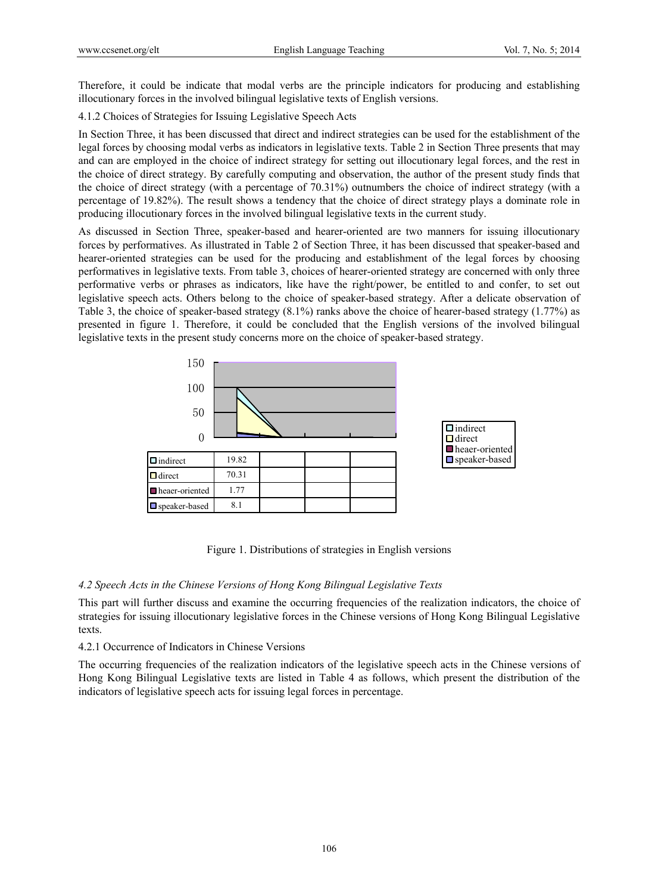Therefore, it could be indicate that modal verbs are the principle indicators for producing and establishing illocutionary forces in the involved bilingual legislative texts of English versions.

4.1.2 Choices of Strategies for Issuing Legislative Speech Acts

In Section Three, it has been discussed that direct and indirect strategies can be used for the establishment of the legal forces by choosing modal verbs as indicators in legislative texts. Table 2 in Section Three presents that may and can are employed in the choice of indirect strategy for setting out illocutionary legal forces, and the rest in the choice of direct strategy. By carefully computing and observation, the author of the present study finds that the choice of direct strategy (with a percentage of 70.31%) outnumbers the choice of indirect strategy (with a percentage of 19.82%). The result shows a tendency that the choice of direct strategy plays a dominate role in producing illocutionary forces in the involved bilingual legislative texts in the current study.

As discussed in Section Three, speaker-based and hearer-oriented are two manners for issuing illocutionary forces by performatives. As illustrated in Table 2 of Section Three, it has been discussed that speaker-based and hearer-oriented strategies can be used for the producing and establishment of the legal forces by choosing performatives in legislative texts. From table 3, choices of hearer-oriented strategy are concerned with only three performative verbs or phrases as indicators, like have the right/power, be entitled to and confer, to set out legislative speech acts. Others belong to the choice of speaker-based strategy. After a delicate observation of Table 3, the choice of speaker-based strategy (8.1%) ranks above the choice of hearer-based strategy (1.77%) as presented in figure 1. Therefore, it could be concluded that the English versions of the involved bilingual legislative texts in the present study concerns more on the choice of speaker-based strategy.

| | | | | |
|---|---|---|---|---|
| indirect | 19.82 | | | |
| direct | 70.31 | | | |
| heaer-oriented | 1.77 | | | |
| speaker-based | 8.1 | | | |

Figure 1. Distributions of strategies in English versions

### *4.2 Speech Acts in the Chinese Versions of Hong Kong Bilingual Legislative Texts*

This part will further discuss and examine the occurring frequencies of the realization indicators, the choice of strategies for issuing illocutionary legislative forces in the Chinese versions of Hong Kong Bilingual Legislative texts.

4.2.1 Occurrence of Indicators in Chinese Versions

The occurring frequencies of the realization indicators of the legislative speech acts in the Chinese versions of Hong Kong Bilingual Legislative texts are listed in Table 4 as follows, which present the distribution of the indicators of legislative speech acts for issuing legal forces in percentage.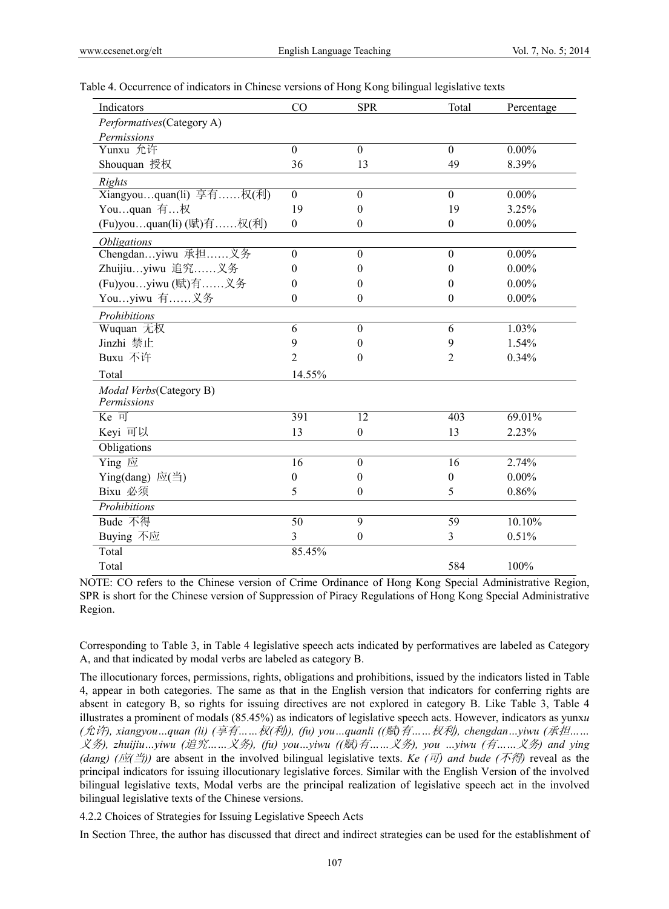Table 4. Occurrence of indicators in Chinese versions of Hong Kong bilingual legislative texts

| Indicators | CO | SPR | Total | Percentage |
|---|---|---|---|---|
| *Performatives*(Category A) | | | | |
| *Permissions* | | | | |
| Yunxu 允许 | 0 | 0 | 0 | 0.00% |
| Shouquan 授权 | 36 | 13 | 49 | 8.39% |
| *Rights* | | | | |
| Xiangyou…quan(li) 享有……权(利) | 0 | 0 | 0 | 0.00% |
| You…quan 有…权 | 19 | 0 | 19 | 3.25% |
| (Fu)you…quan(li) (赋)有……权(利) | 0 | 0 | 0 | 0.00% |
| *Obligations* | | | | |
| Chengdan…yiwu 承担……义务 | 0 | 0 | 0 | 0.00% |
| Zhuijiu…yiwu 追究……义务 | 0 | 0 | 0 | 0.00% |
| (Fu)you…yiwu (赋)有……义务 | 0 | 0 | 0 | 0.00% |
| You…yiwu 有……义务 | 0 | 0 | 0 | 0.00% |
| *Prohibitions* | | | | |
| Wuquan 无权 | 6 | 0 | 6 | 1.03% |
| Jinzhi 禁止 | 9 | 0 | 9 | 1.54% |
| Buxu 不许 | 2 | 0 | 2 | 0.34% |
| Total | 14.55% | | | |
| *Modal Verbs*(Category B) | | | | |
| *Permissions* | | | | |
| Ke 可 | 391 | 12 | 403 | 69.01% |
| Keyi 可以 | 13 | 0 | 13 | 2.23% |
| Obligations | | | | |
| Ying 应 | 16 | 0 | 16 | 2.74% |
| Ying(dang) 应(当) | 0 | 0 | 0 | 0.00% |
| Bixu 必须 | 5 | 0 | 5 | 0.86% |
| *Prohibitions* | | | | |
| Bude 不得 | 50 | 9 | 59 | 10.10% |
| Buying 不应 | 3 | 0 | 3 | 0.51% |
| Total | 85.45% | | | |
| Total | | | 584 | 100% |

NOTE: CO refers to the Chinese version of Crime Ordinance of Hong Kong Special Administrative Region, SPR is short for the Chinese version of Suppression of Piracy Regulations of Hong Kong Special Administrative Region.

Corresponding to Table 3, in Table 4 legislative speech acts indicated by performatives are labeled as Category A, and that indicated by modal verbs are labeled as category B.

The illocutionary forces, permissions, rights, obligations and prohibitions, issued by the indicators listed in Table 4, appear in both categories. The same as that in the English version that indicators for conferring rights are absent in category B, so rights for issuing directives are not explored in category B. Like Table 3, Table 4 illustrates a prominent of modals (85.45%) as indicators of legislative speech acts. However, indicators as yunx*u (允许), xiangyou…quan (li) (享有……权(利)), (fu) you…quanli ((赋)有……权利), chengdan…yiwu (承担……义务), zhuijiu…yiwu (追究……义务), (fu) you…yiwu ((赋)有……义务), you …yiwu (有……义务) and ying (dang) (应(当))* are absent in the involved bilingual legislative texts. *Ke (可) and bude (不得)* reveal as the principal indicators for issuing illocutionary legislative forces. Similar with the English Version of the involved bilingual legislative texts, Modal verbs are the principal realization of legislative speech act in the involved bilingual legislative texts of the Chinese versions.

4.2.2 Choices of Strategies for Issuing Legislative Speech Acts

In Section Three, the author has discussed that direct and indirect strategies can be used for the establishment of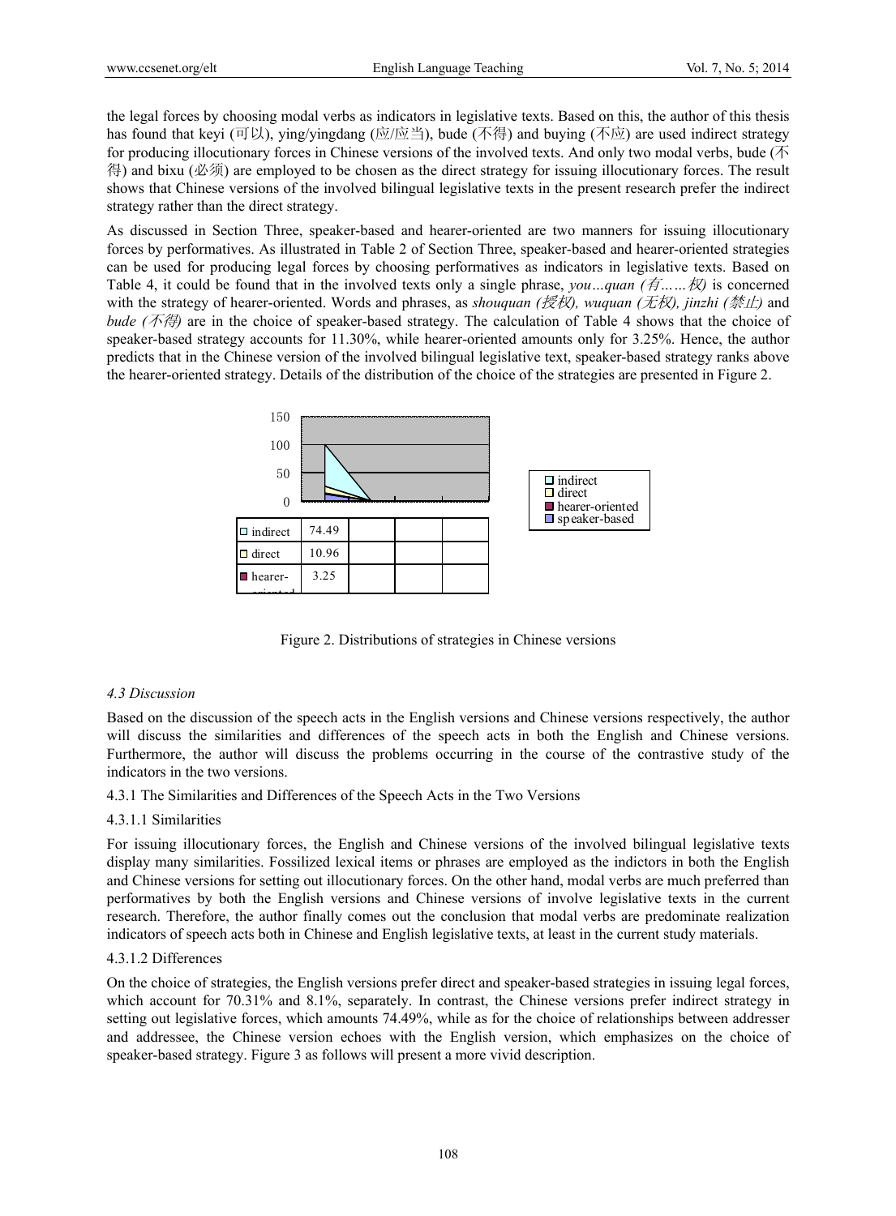the legal forces by choosing modal verbs as indicators in legislative texts. Based on this, the author of this thesis has found that keyi (可以), ying/yingdang (应/应当), bude (不得) and buying (不应) are used indirect strategy for producing illocutionary forces in Chinese versions of the involved texts. And only two modal verbs, bude (不得) and bixu (必须) are employed to be chosen as the direct strategy for issuing illocutionary forces. The result shows that Chinese versions of the involved bilingual legislative texts in the present research prefer the indirect strategy rather than the direct strategy.

As discussed in Section Three, speaker-based and hearer-oriented are two manners for issuing illocutionary forces by performatives. As illustrated in Table 2 of Section Three, speaker-based and hearer-oriented strategies can be used for producing legal forces by choosing performatives as indicators in legislative texts. Based on Table 4, it could be found that in the involved texts only a single phrase, *you…quan (有……权)* is concerned with the strategy of hearer-oriented. Words and phrases, as *shouquan (授权), wuquan (无权), jinzhi (禁止)* and *bude (不得)* are in the choice of speaker-based strategy. The calculation of Table 4 shows that the choice of speaker-based strategy accounts for 11.30%, while hearer-oriented amounts only for 3.25%. Hence, the author predicts that in the Chinese version of the involved bilingual legislative text, speaker-based strategy ranks above the hearer-oriented strategy. Details of the distribution of the choice of the strategies are presented in Figure 2.

| | | | | |
|---|---|---|---|---|
| indirect | 74.49 | | | |
| direct | 10.96 | | | |
| hearer-oriented | 3.25 | | | |

Figure 2. Distributions of strategies in Chinese versions

### 4.3 Discussion

Based on the discussion of the speech acts in the English versions and Chinese versions respectively, the author will discuss the similarities and differences of the speech acts in both the English and Chinese versions. Furthermore, the author will discuss the problems occurring in the course of the contrastive study of the indicators in the two versions.

4.3.1 The Similarities and Differences of the Speech Acts in the Two Versions

4.3.1.1 Similarities

For issuing illocutionary forces, the English and Chinese versions of the involved bilingual legislative texts display many similarities. Fossilized lexical items or phrases are employed as the indictors in both the English and Chinese versions for setting out illocutionary forces. On the other hand, modal verbs are much preferred than performatives by both the English versions and Chinese versions of involve legislative texts in the current research. Therefore, the author finally comes out the conclusion that modal verbs are predominate realization indicators of speech acts both in Chinese and English legislative texts, at least in the current study materials.

4.3.1.2 Differences

On the choice of strategies, the English versions prefer direct and speaker-based strategies in issuing legal forces, which account for 70.31% and 8.1%, separately. In contrast, the Chinese versions prefer indirect strategy in setting out legislative forces, which amounts 74.49%, while as for the choice of relationships between addresser and addressee, the Chinese version echoes with the English version, which emphasizes on the choice of speaker-based strategy. Figure 3 as follows will present a more vivid description.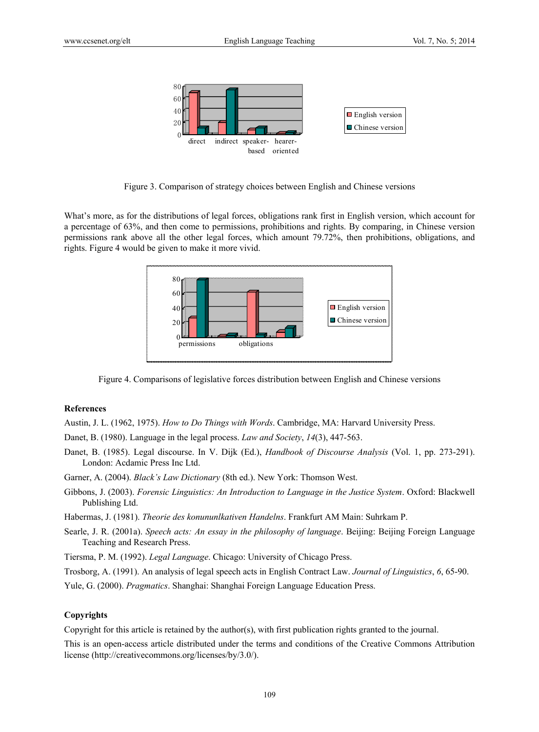80
60
40
20
0
direct
indirect
speaker-based
hearer-oriented

English version
Chinese version

Figure 3. Comparison of strategy choices between English and Chinese versions

What's more, as for the distributions of legal forces, obligations rank first in English version, which account for a percentage of 63%, and then come to permissions, prohibitions and rights. By comparing, in Chinese version permissions rank above all the other legal forces, which amount 79.72%, then prohibitions, obligations, and rights. Figure 4 would be given to make it more vivid.

80
60
40
20
0
permissions
obligations

English version
Chinese version

Figure 4. Comparisons of legislative forces distribution between English and Chinese versions

**References**

Austin, J. L. (1962, 1975). *How to Do Things with Words*. Cambridge, MA: Harvard University Press.

Danet, B. (1980). Language in the legal process. *Law and Society*, *14*(3), 447-563.

Danet, B. (1985). Legal discourse. In V. Dijk (Ed.), *Handbook of Discourse Analysis* (Vol. 1, pp. 273-291). London: Acdamic Press Inc Ltd.

Garner, A. (2004). *Black's Law Dictionary* (8th ed.). New York: Thomson West.

Gibbons, J. (2003). *Forensic Linguistics: An Introduction to Language in the Justice System*. Oxford: Blackwell Publishing Ltd.

Habermas, J. (1981). *Theorie des konununlkativen Handelns*. Frankfurt AM Main: Suhrkam P.

Searle, J. R. (2001a). *Speech acts: An essay in the philosophy of language*. Beijing: Beijing Foreign Language Teaching and Research Press.

Tiersma, P. M. (1992). *Legal Language*. Chicago: University of Chicago Press.

Trosborg, A. (1991). An analysis of legal speech acts in English Contract Law. *Journal of Linguistics*, *6*, 65-90.

Yule, G. (2000). *Pragmatics*. Shanghai: Shanghai Foreign Language Education Press.

**Copyrights**

Copyright for this article is retained by the author(s), with first publication rights granted to the journal.

This is an open-access article distributed under the terms and conditions of the Creative Commons Attribution license (http://creativecommons.org/licenses/by/3.0/).